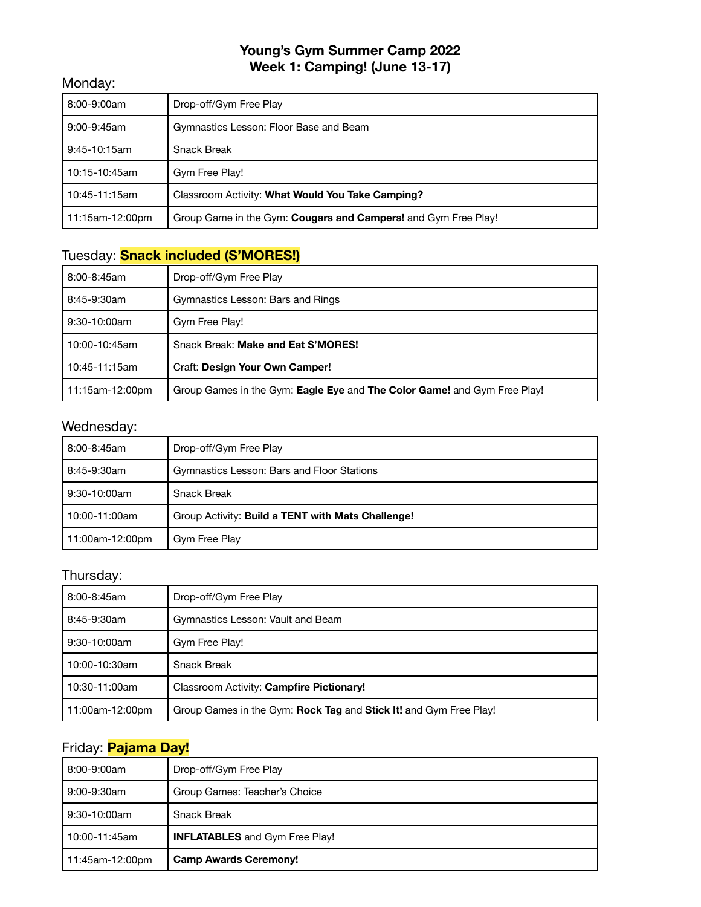# Young's Gym Summer Camp 2022
## Week 1: Camping! (June 13-17)

### Monday:

| Time | Activity |
|---|---|
| 8:00-9:00am | Drop-off/Gym Free Play |
| 9:00-9:45am | Gymnastics Lesson: Floor Base and Beam |
| 9:45-10:15am | Snack Break |
| 10:15-10:45am | Gym Free Play! |
| 10:45-11:15am | Classroom Activity: **What Would You Take Camping?** |
| 11:15am-12:00pm | Group Game in the Gym: **Cougars and Campers!** and Gym Free Play! |

### Tuesday: **Snack included (S'MORES!)**

| Time | Activity |
|---|---|
| 8:00-8:45am | Drop-off/Gym Free Play |
| 8:45-9:30am | Gymnastics Lesson: Bars and Rings |
| 9:30-10:00am | Gym Free Play! |
| 10:00-10:45am | Snack Break: **Make and Eat S'MORES!** |
| 10:45-11:15am | Craft: **Design Your Own Camper!** |
| 11:15am-12:00pm | Group Games in the Gym: **Eagle Eye** and **The Color Game!** and Gym Free Play! |

### Wednesday:

| Time | Activity |
|---|---|
| 8:00-8:45am | Drop-off/Gym Free Play |
| 8:45-9:30am | Gymnastics Lesson: Bars and Floor Stations |
| 9:30-10:00am | Snack Break |
| 10:00-11:00am | Group Activity: **Build a TENT with Mats Challenge!** |
| 11:00am-12:00pm | Gym Free Play |

### Thursday:

| Time | Activity |
|---|---|
| 8:00-8:45am | Drop-off/Gym Free Play |
| 8:45-9:30am | Gymnastics Lesson: Vault and Beam |
| 9:30-10:00am | Gym Free Play! |
| 10:00-10:30am | Snack Break |
| 10:30-11:00am | Classroom Activity: **Campfire Pictionary!** |
| 11:00am-12:00pm | Group Games in the Gym: **Rock Tag** and **Stick It!** and Gym Free Play! |

### Friday: **Pajama Day!**

| Time | Activity |
|---|---|
| 8:00-9:00am | Drop-off/Gym Free Play |
| 9:00-9:30am | Group Games: Teacher's Choice |
| 9:30-10:00am | Snack Break |
| 10:00-11:45am | **INFLATABLES** and Gym Free Play! |
| 11:45am-12:00pm | **Camp Awards Ceremony!** |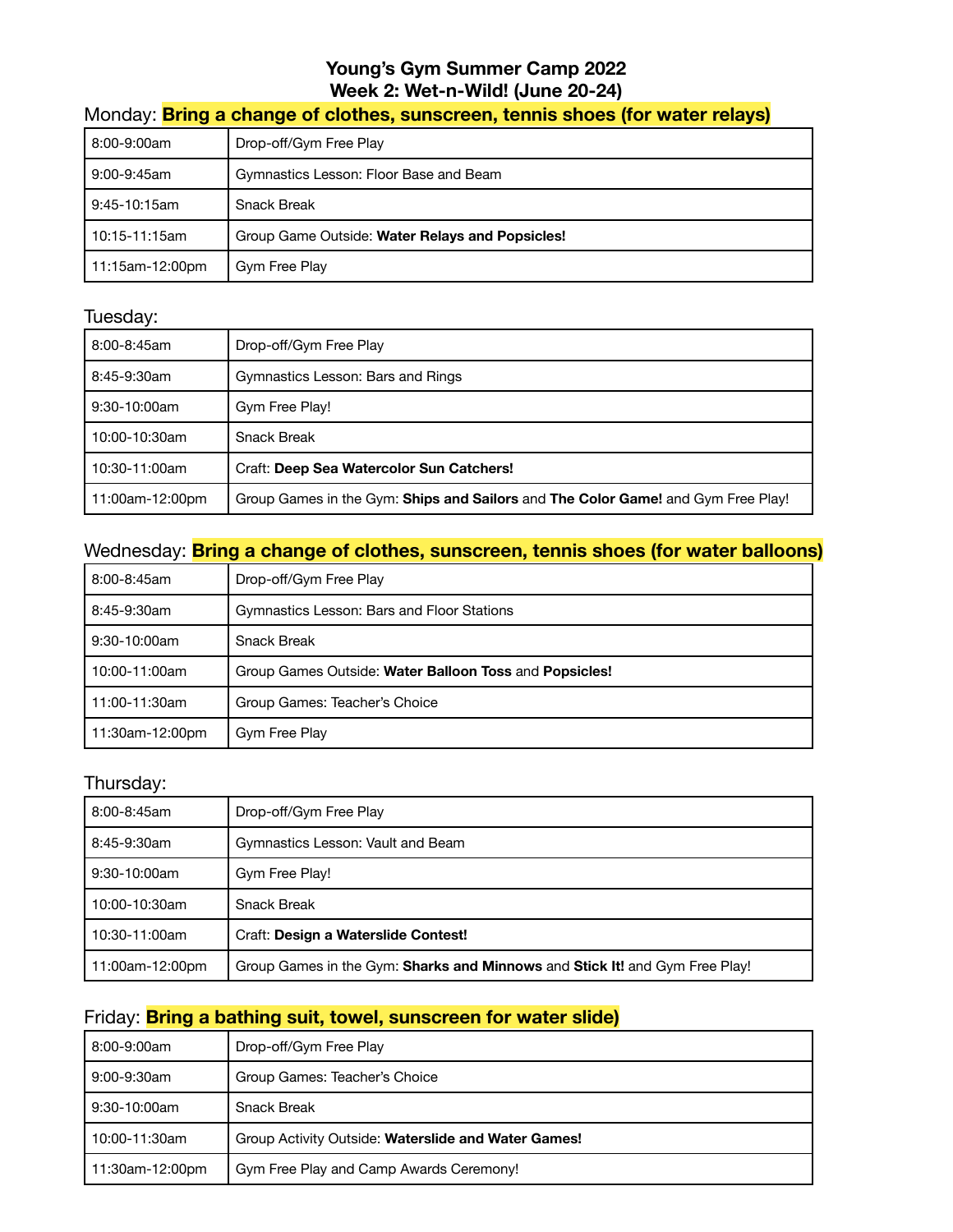# Young's Gym Summer Camp 2022
## Week 2: Wet-n-Wild! (June 20-24)

Monday: **Bring a change of clothes, sunscreen, tennis shoes (for water relays)**

| | |
|---|---|
| 8:00-9:00am | Drop-off/Gym Free Play |
| 9:00-9:45am | Gymnastics Lesson: Floor Base and Beam |
| 9:45-10:15am | Snack Break |
| 10:15-11:15am | Group Game Outside: **Water Relays and Popsicles!** |
| 11:15am-12:00pm | Gym Free Play |

Tuesday:

| | |
|---|---|
| 8:00-8:45am | Drop-off/Gym Free Play |
| 8:45-9:30am | Gymnastics Lesson: Bars and Rings |
| 9:30-10:00am | Gym Free Play! |
| 10:00-10:30am | Snack Break |
| 10:30-11:00am | Craft: **Deep Sea Watercolor Sun Catchers!** |
| 11:00am-12:00pm | Group Games in the Gym: **Ships and Sailors** and **The Color Game!** and Gym Free Play! |

Wednesday: **Bring a change of clothes, sunscreen, tennis shoes (for water balloons)**

| | |
|---|---|
| 8:00-8:45am | Drop-off/Gym Free Play |
| 8:45-9:30am | Gymnastics Lesson: Bars and Floor Stations |
| 9:30-10:00am | Snack Break |
| 10:00-11:00am | Group Games Outside: **Water Balloon Toss** and **Popsicles!** |
| 11:00-11:30am | Group Games: Teacher's Choice |
| 11:30am-12:00pm | Gym Free Play |

Thursday:

| | |
|---|---|
| 8:00-8:45am | Drop-off/Gym Free Play |
| 8:45-9:30am | Gymnastics Lesson: Vault and Beam |
| 9:30-10:00am | Gym Free Play! |
| 10:00-10:30am | Snack Break |
| 10:30-11:00am | Craft: **Design a Waterslide Contest!** |
| 11:00am-12:00pm | Group Games in the Gym: **Sharks and Minnows** and **Stick It!** and Gym Free Play! |

Friday: **Bring a bathing suit, towel, sunscreen for water slide)**

| | |
|---|---|
| 8:00-9:00am | Drop-off/Gym Free Play |
| 9:00-9:30am | Group Games: Teacher's Choice |
| 9:30-10:00am | Snack Break |
| 10:00-11:30am | Group Activity Outside: **Waterslide and Water Games!** |
| 11:30am-12:00pm | Gym Free Play and Camp Awards Ceremony! |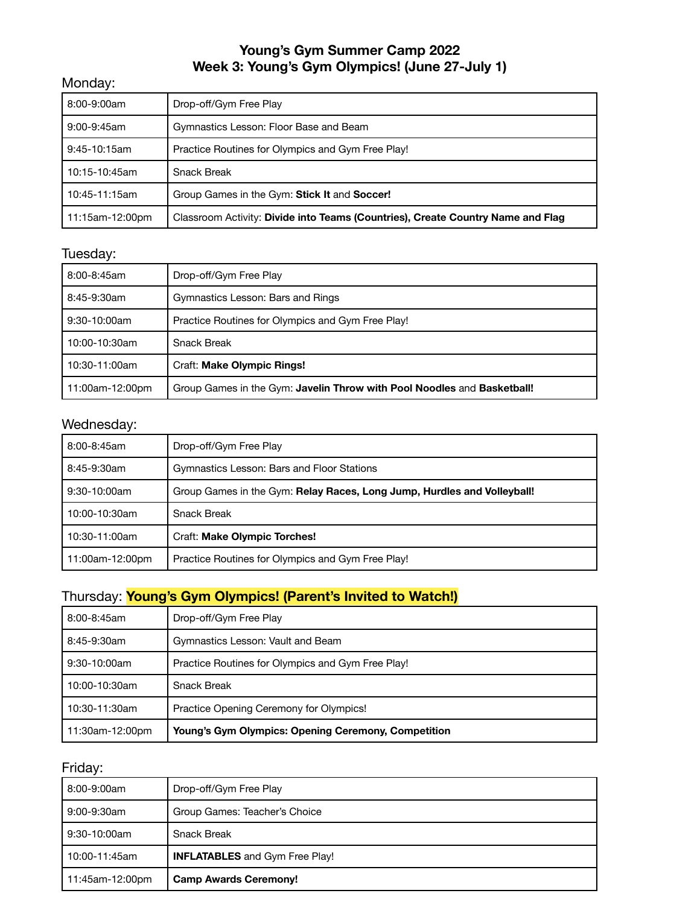# Young's Gym Summer Camp 2022
## Week 3: Young's Gym Olympics! (June 27-July 1)

Monday:

| | |
|---|---|
| 8:00-9:00am | Drop-off/Gym Free Play |
| 9:00-9:45am | Gymnastics Lesson: Floor Base and Beam |
| 9:45-10:15am | Practice Routines for Olympics and Gym Free Play! |
| 10:15-10:45am | Snack Break |
| 10:45-11:15am | Group Games in the Gym: **Stick It** and **Soccer!** |
| 11:15am-12:00pm | Classroom Activity: **Divide into Teams (Countries), Create Country Name and Flag** |

Tuesday:

| | |
|---|---|
| 8:00-8:45am | Drop-off/Gym Free Play |
| 8:45-9:30am | Gymnastics Lesson: Bars and Rings |
| 9:30-10:00am | Practice Routines for Olympics and Gym Free Play! |
| 10:00-10:30am | Snack Break |
| 10:30-11:00am | Craft: **Make Olympic Rings!** |
| 11:00am-12:00pm | Group Games in the Gym: **Javelin Throw with Pool Noodles** and **Basketball!** |

Wednesday:

| | |
|---|---|
| 8:00-8:45am | Drop-off/Gym Free Play |
| 8:45-9:30am | Gymnastics Lesson: Bars and Floor Stations |
| 9:30-10:00am | Group Games in the Gym: **Relay Races, Long Jump, Hurdles and Volleyball!** |
| 10:00-10:30am | Snack Break |
| 10:30-11:00am | Craft: **Make Olympic Torches!** |
| 11:00am-12:00pm | Practice Routines for Olympics and Gym Free Play! |

Thursday: **Young's Gym Olympics! (Parent's Invited to Watch!)**

| | |
|---|---|
| 8:00-8:45am | Drop-off/Gym Free Play |
| 8:45-9:30am | Gymnastics Lesson: Vault and Beam |
| 9:30-10:00am | Practice Routines for Olympics and Gym Free Play! |
| 10:00-10:30am | Snack Break |
| 10:30-11:30am | Practice Opening Ceremony for Olympics! |
| 11:30am-12:00pm | **Young's Gym Olympics: Opening Ceremony, Competition** |

Friday:

| | |
|---|---|
| 8:00-9:00am | Drop-off/Gym Free Play |
| 9:00-9:30am | Group Games: Teacher's Choice |
| 9:30-10:00am | Snack Break |
| 10:00-11:45am | **INFLATABLES** and Gym Free Play! |
| 11:45am-12:00pm | **Camp Awards Ceremony!** |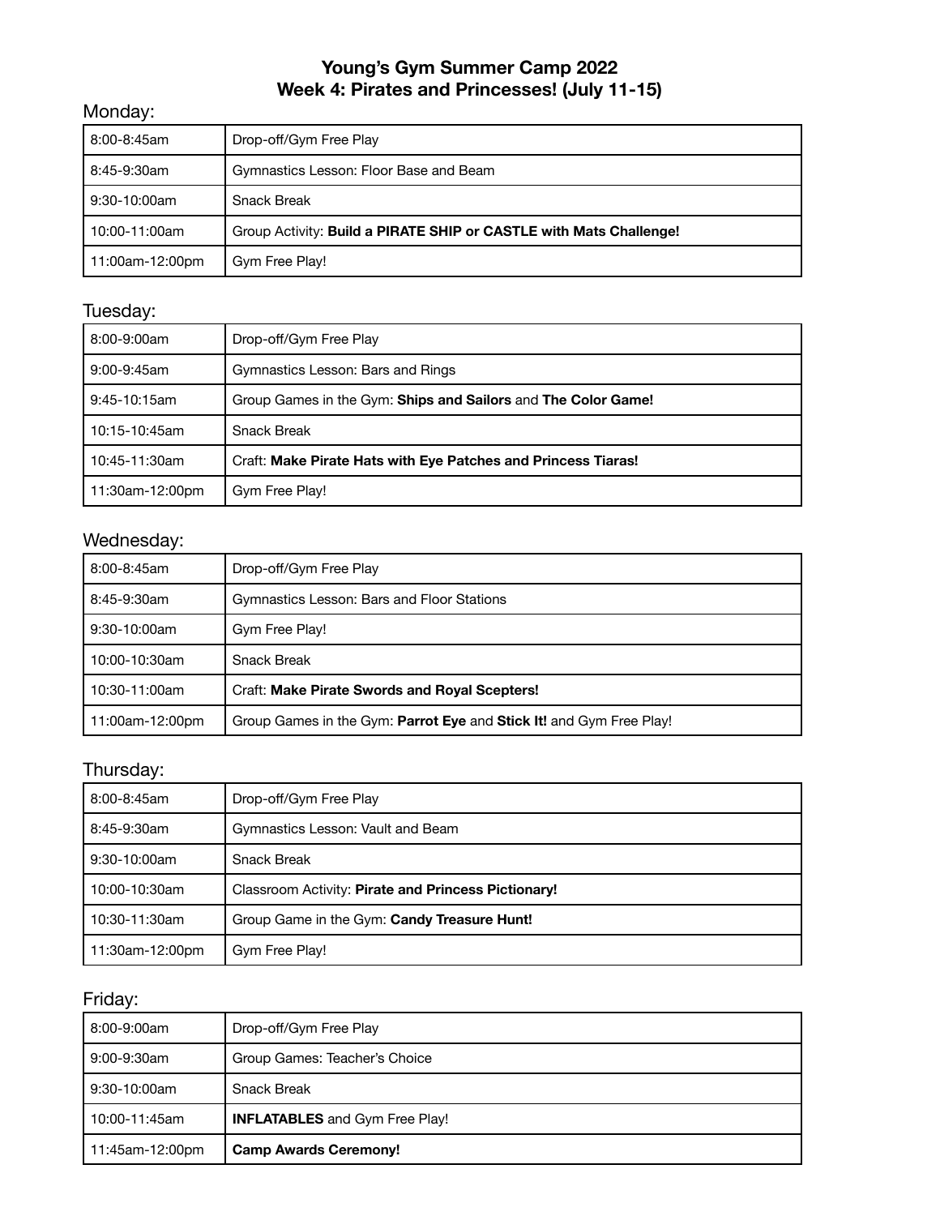# Young's Gym Summer Camp 2022
## Week 4: Pirates and Princesses! (July 11-15)

### Monday:

| | |
|---|---|
| 8:00-8:45am | Drop-off/Gym Free Play |
| 8:45-9:30am | Gymnastics Lesson: Floor Base and Beam |
| 9:30-10:00am | Snack Break |
| 10:00-11:00am | Group Activity: **Build a PIRATE SHIP or CASTLE with Mats Challenge!** |
| 11:00am-12:00pm | Gym Free Play! |

### Tuesday:

| | |
|---|---|
| 8:00-9:00am | Drop-off/Gym Free Play |
| 9:00-9:45am | Gymnastics Lesson: Bars and Rings |
| 9:45-10:15am | Group Games in the Gym: **Ships and Sailors** and **The Color Game!** |
| 10:15-10:45am | Snack Break |
| 10:45-11:30am | Craft: **Make Pirate Hats with Eye Patches and Princess Tiaras!** |
| 11:30am-12:00pm | Gym Free Play! |

### Wednesday:

| | |
|---|---|
| 8:00-8:45am | Drop-off/Gym Free Play |
| 8:45-9:30am | Gymnastics Lesson: Bars and Floor Stations |
| 9:30-10:00am | Gym Free Play! |
| 10:00-10:30am | Snack Break |
| 10:30-11:00am | Craft: **Make Pirate Swords and Royal Scepters!** |
| 11:00am-12:00pm | Group Games in the Gym: **Parrot Eye** and **Stick It!** and Gym Free Play! |

### Thursday:

| | |
|---|---|
| 8:00-8:45am | Drop-off/Gym Free Play |
| 8:45-9:30am | Gymnastics Lesson: Vault and Beam |
| 9:30-10:00am | Snack Break |
| 10:00-10:30am | Classroom Activity: **Pirate and Princess Pictionary!** |
| 10:30-11:30am | Group Game in the Gym: **Candy Treasure Hunt!** |
| 11:30am-12:00pm | Gym Free Play! |

### Friday:

| | |
|---|---|
| 8:00-9:00am | Drop-off/Gym Free Play |
| 9:00-9:30am | Group Games: Teacher's Choice |
| 9:30-10:00am | Snack Break |
| 10:00-11:45am | **INFLATABLES** and Gym Free Play! |
| 11:45am-12:00pm | **Camp Awards Ceremony!** |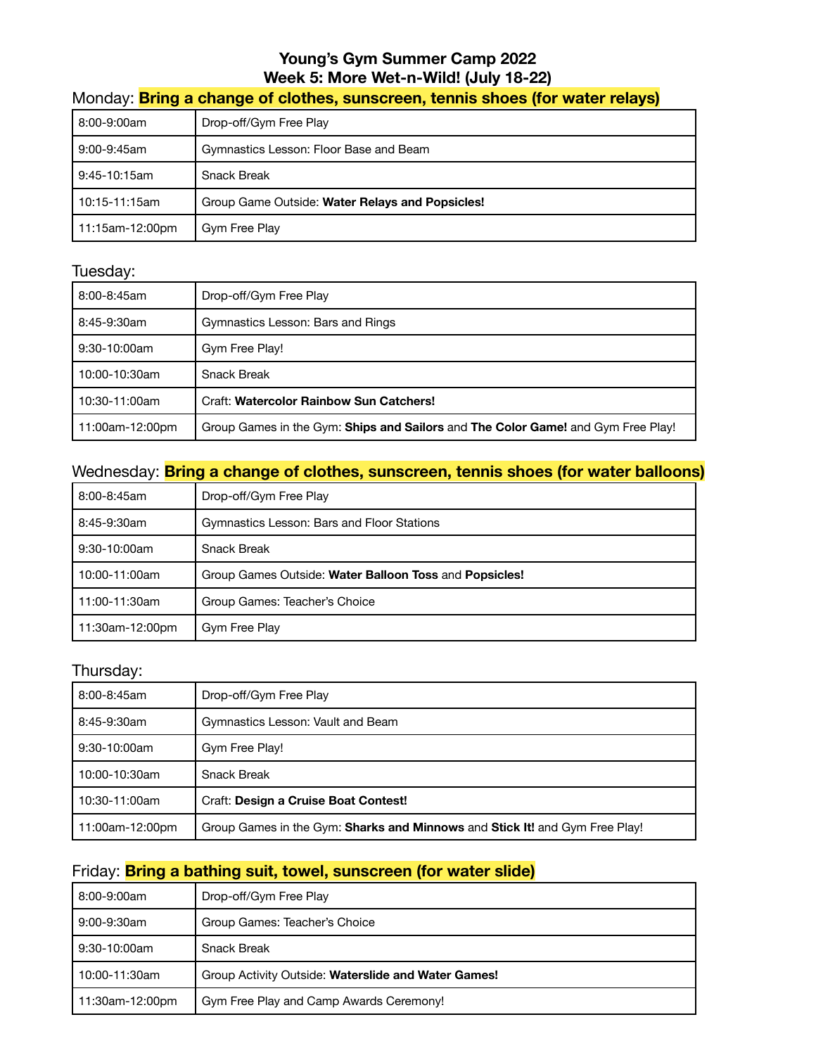# Young's Gym Summer Camp 2022
## Week 5: More Wet-n-Wild! (July 18-22)

Monday: **Bring a change of clothes, sunscreen, tennis shoes (for water relays)**

| | |
|---|---|
| 8:00-9:00am | Drop-off/Gym Free Play |
| 9:00-9:45am | Gymnastics Lesson: Floor Base and Beam |
| 9:45-10:15am | Snack Break |
| 10:15-11:15am | Group Game Outside: **Water Relays and Popsicles!** |
| 11:15am-12:00pm | Gym Free Play |

Tuesday:

| | |
|---|---|
| 8:00-8:45am | Drop-off/Gym Free Play |
| 8:45-9:30am | Gymnastics Lesson: Bars and Rings |
| 9:30-10:00am | Gym Free Play! |
| 10:00-10:30am | Snack Break |
| 10:30-11:00am | Craft: **Watercolor Rainbow Sun Catchers!** |
| 11:00am-12:00pm | Group Games in the Gym: **Ships and Sailors** and **The Color Game!** and Gym Free Play! |

Wednesday: **Bring a change of clothes, sunscreen, tennis shoes (for water balloons)**

| | |
|---|---|
| 8:00-8:45am | Drop-off/Gym Free Play |
| 8:45-9:30am | Gymnastics Lesson: Bars and Floor Stations |
| 9:30-10:00am | Snack Break |
| 10:00-11:00am | Group Games Outside: **Water Balloon Toss** and **Popsicles!** |
| 11:00-11:30am | Group Games: Teacher's Choice |
| 11:30am-12:00pm | Gym Free Play |

Thursday:

| | |
|---|---|
| 8:00-8:45am | Drop-off/Gym Free Play |
| 8:45-9:30am | Gymnastics Lesson: Vault and Beam |
| 9:30-10:00am | Gym Free Play! |
| 10:00-10:30am | Snack Break |
| 10:30-11:00am | Craft: **Design a Cruise Boat Contest!** |
| 11:00am-12:00pm | Group Games in the Gym: **Sharks and Minnows** and **Stick It!** and Gym Free Play! |

Friday: **Bring a bathing suit, towel, sunscreen (for water slide)**

| | |
|---|---|
| 8:00-9:00am | Drop-off/Gym Free Play |
| 9:00-9:30am | Group Games: Teacher's Choice |
| 9:30-10:00am | Snack Break |
| 10:00-11:30am | Group Activity Outside: **Waterslide and Water Games!** |
| 11:30am-12:00pm | Gym Free Play and Camp Awards Ceremony! |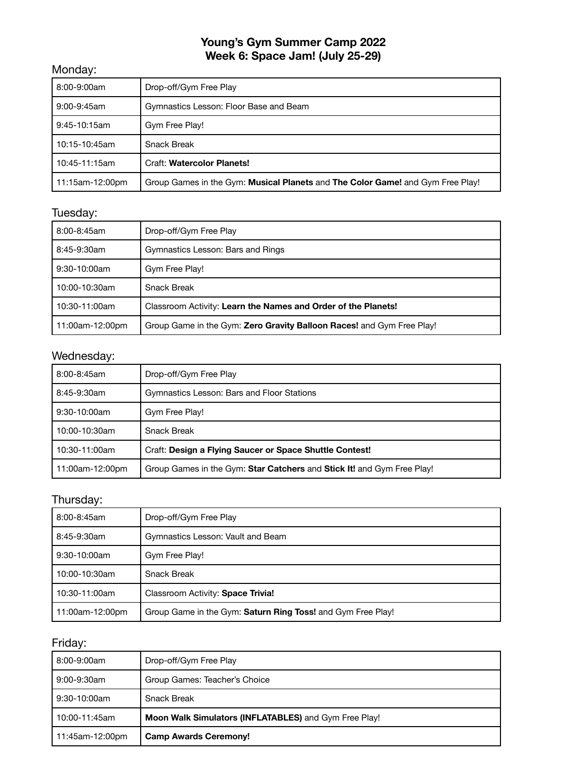# Young's Gym Summer Camp 2022
## Week 6: Space Jam! (July 25-29)

### Monday:

| | |
|---|---|
| 8:00-9:00am | Drop-off/Gym Free Play |
| 9:00-9:45am | Gymnastics Lesson: Floor Base and Beam |
| 9:45-10:15am | Gym Free Play! |
| 10:15-10:45am | Snack Break |
| 10:45-11:15am | Craft: **Watercolor Planets!** |
| 11:15am-12:00pm | Group Games in the Gym: **Musical Planets** and **The Color Game!** and Gym Free Play! |

### Tuesday:

| | |
|---|---|
| 8:00-8:45am | Drop-off/Gym Free Play |
| 8:45-9:30am | Gymnastics Lesson: Bars and Rings |
| 9:30-10:00am | Gym Free Play! |
| 10:00-10:30am | Snack Break |
| 10:30-11:00am | Classroom Activity: **Learn the Names and Order of the Planets!** |
| 11:00am-12:00pm | Group Game in the Gym: **Zero Gravity Balloon Races!** and Gym Free Play! |

### Wednesday:

| | |
|---|---|
| 8:00-8:45am | Drop-off/Gym Free Play |
| 8:45-9:30am | Gymnastics Lesson: Bars and Floor Stations |
| 9:30-10:00am | Gym Free Play! |
| 10:00-10:30am | Snack Break |
| 10:30-11:00am | Craft: **Design a Flying Saucer or Space Shuttle Contest!** |
| 11:00am-12:00pm | Group Games in the Gym: **Star Catchers** and **Stick It!** and Gym Free Play! |

### Thursday:

| | |
|---|---|
| 8:00-8:45am | Drop-off/Gym Free Play |
| 8:45-9:30am | Gymnastics Lesson: Vault and Beam |
| 9:30-10:00am | Gym Free Play! |
| 10:00-10:30am | Snack Break |
| 10:30-11:00am | Classroom Activity: **Space Trivia!** |
| 11:00am-12:00pm | Group Game in the Gym: **Saturn Ring Toss!** and Gym Free Play! |

### Friday:

| | |
|---|---|
| 8:00-9:00am | Drop-off/Gym Free Play |
| 9:00-9:30am | Group Games: Teacher's Choice |
| 9:30-10:00am | Snack Break |
| 10:00-11:45am | **Moon Walk Simulators (INFLATABLES)** and Gym Free Play! |
| 11:45am-12:00pm | **Camp Awards Ceremony!** |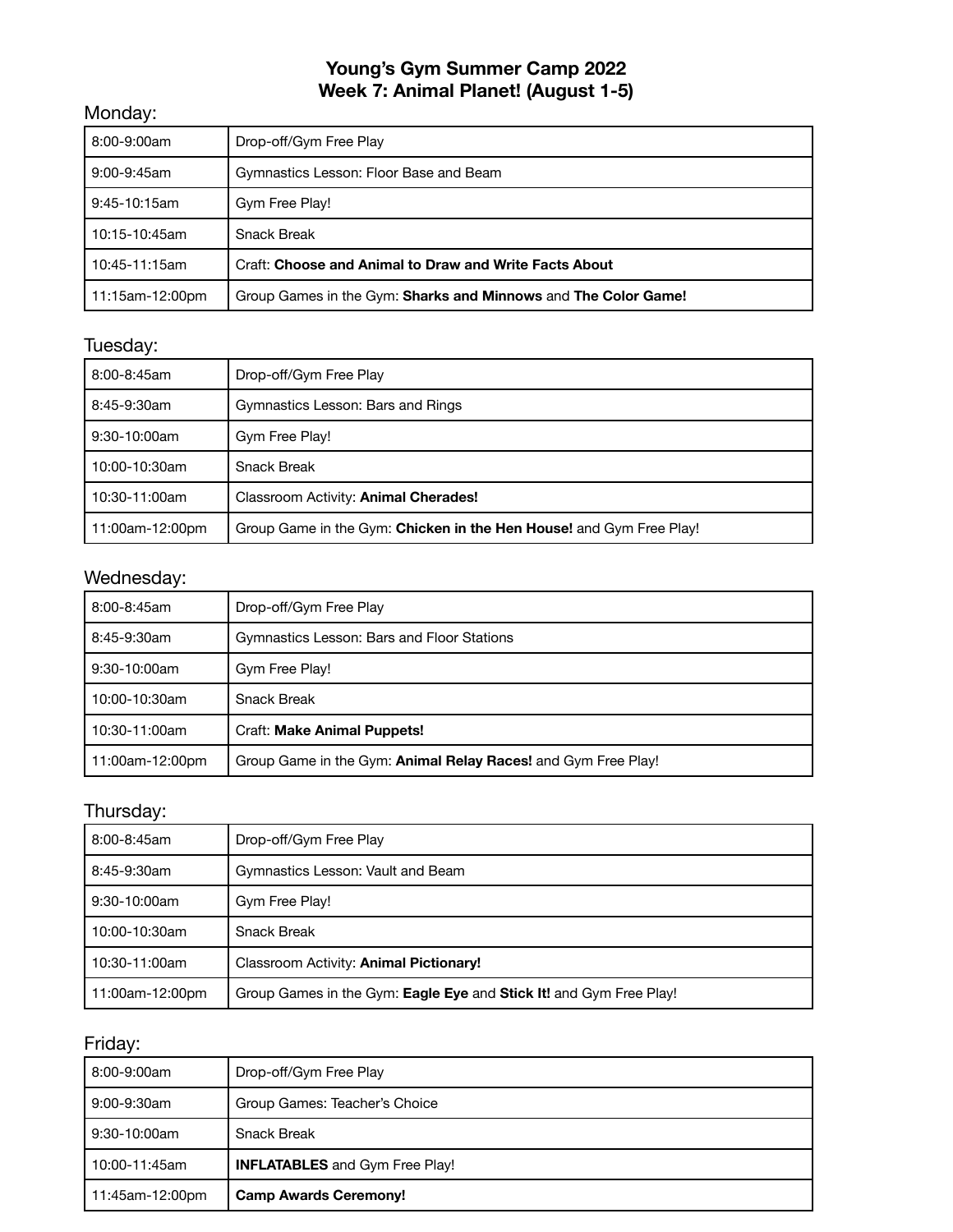# Young's Gym Summer Camp 2022
## Week 7: Animal Planet! (August 1-5)

### Monday:

| | |
|---|---|
| 8:00-9:00am | Drop-off/Gym Free Play |
| 9:00-9:45am | Gymnastics Lesson: Floor Base and Beam |
| 9:45-10:15am | Gym Free Play! |
| 10:15-10:45am | Snack Break |
| 10:45-11:15am | Craft: **Choose and Animal to Draw and Write Facts About** |
| 11:15am-12:00pm | Group Games in the Gym: **Sharks and Minnows** and **The Color Game!** |

### Tuesday:

| | |
|---|---|
| 8:00-8:45am | Drop-off/Gym Free Play |
| 8:45-9:30am | Gymnastics Lesson: Bars and Rings |
| 9:30-10:00am | Gym Free Play! |
| 10:00-10:30am | Snack Break |
| 10:30-11:00am | Classroom Activity: **Animal Cherades!** |
| 11:00am-12:00pm | Group Game in the Gym: **Chicken in the Hen House!** and Gym Free Play! |

### Wednesday:

| | |
|---|---|
| 8:00-8:45am | Drop-off/Gym Free Play |
| 8:45-9:30am | Gymnastics Lesson: Bars and Floor Stations |
| 9:30-10:00am | Gym Free Play! |
| 10:00-10:30am | Snack Break |
| 10:30-11:00am | Craft: **Make Animal Puppets!** |
| 11:00am-12:00pm | Group Game in the Gym: **Animal Relay Races!** and Gym Free Play! |

### Thursday:

| | |
|---|---|
| 8:00-8:45am | Drop-off/Gym Free Play |
| 8:45-9:30am | Gymnastics Lesson: Vault and Beam |
| 9:30-10:00am | Gym Free Play! |
| 10:00-10:30am | Snack Break |
| 10:30-11:00am | Classroom Activity: **Animal Pictionary!** |
| 11:00am-12:00pm | Group Games in the Gym: **Eagle Eye** and **Stick It!** and Gym Free Play! |

### Friday:

| | |
|---|---|
| 8:00-9:00am | Drop-off/Gym Free Play |
| 9:00-9:30am | Group Games: Teacher's Choice |
| 9:30-10:00am | Snack Break |
| 10:00-11:45am | **INFLATABLES** and Gym Free Play! |
| 11:45am-12:00pm | **Camp Awards Ceremony!** |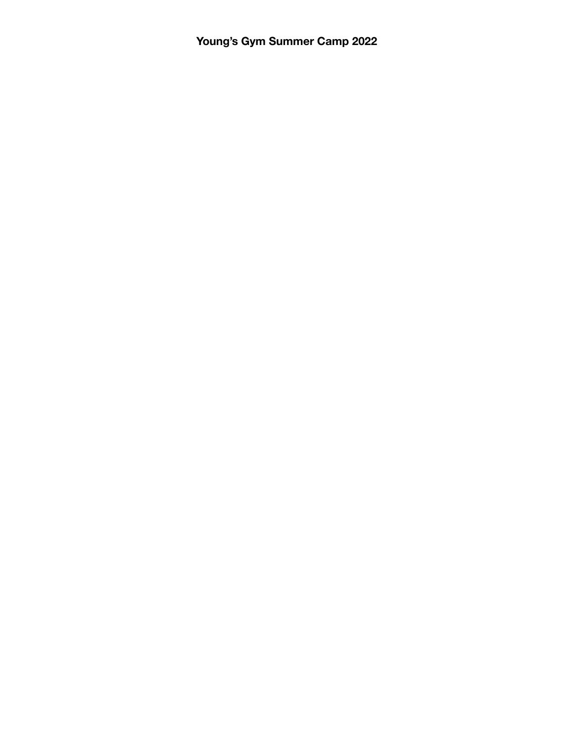**Young's Gym Summer Camp 2022**